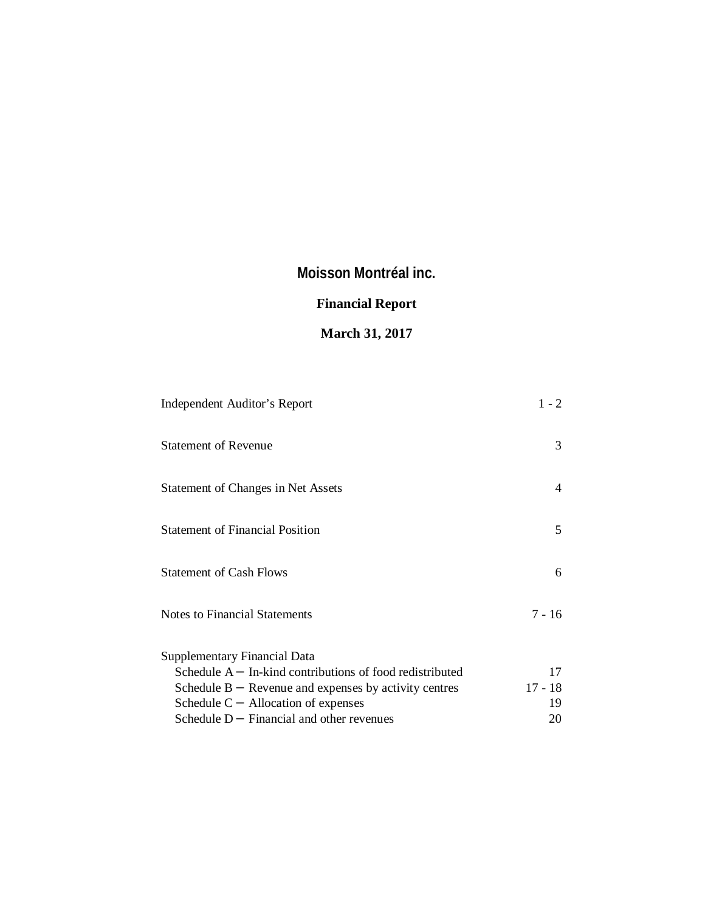# Moisson Montréal inc.

## Financial Report

## March 31, 2017

| | |
|---|---|
| Independent Auditor's Report | 1 - 2 |
| Statement of Revenue | 3 |
| Statement of Changes in Net Assets | 4 |
| Statement of Financial Position | 5 |
| Statement of Cash Flows | 6 |
| Notes to Financial Statements | 7 - 16 |
| Supplementary Financial Data | |
| Schedule A – In-kind contributions of food redistributed | 17 |
| Schedule B – Revenue and expenses by activity centres | 17 - 18 |
| Schedule C – Allocation of expenses | 19 |
| Schedule D – Financial and other revenues | 20 |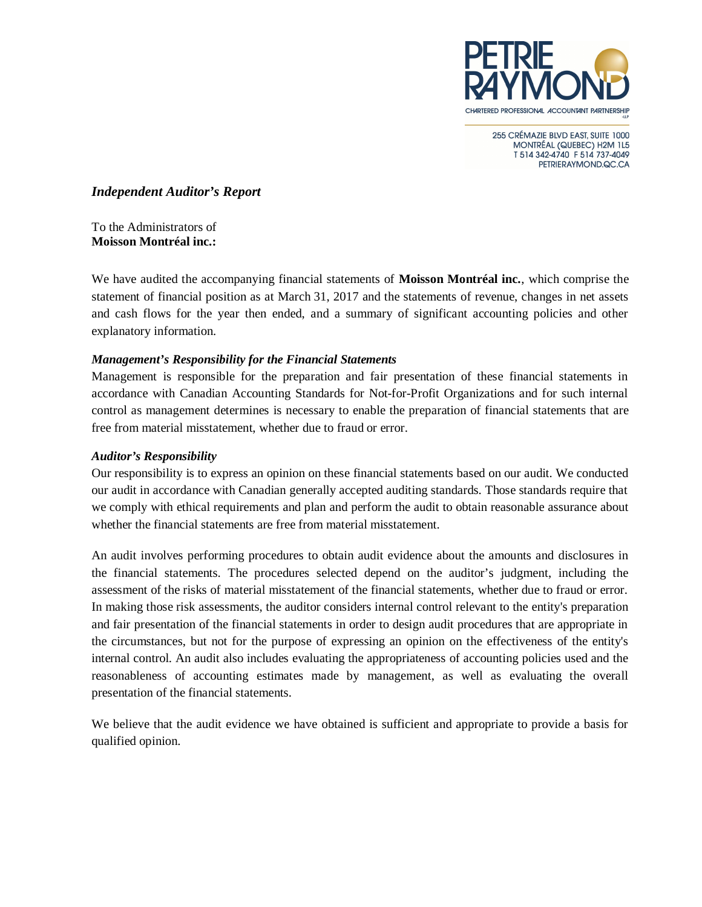PETRIE RAYMOND

CHARTERED PROFESSIONAL ACCOUNTANT PARTNERSHIP

255 CRÉMAZIE BLVD EAST, SUITE 1000
MONTRÉAL (QUEBEC) H2M 1L5
T 514 342-4740 F 514 737-4049
PETRIERAYMOND.QC.CA

## *Independent Auditor's Report*

To the Administrators of
**Moisson Montréal inc.:**

We have audited the accompanying financial statements of **Moisson Montréal inc.**, which comprise the statement of financial position as at March 31, 2017 and the statements of revenue, changes in net assets and cash flows for the year then ended, and a summary of significant accounting policies and other explanatory information.

***Management's Responsibility for the Financial Statements***

Management is responsible for the preparation and fair presentation of these financial statements in accordance with Canadian Accounting Standards for Not-for-Profit Organizations and for such internal control as management determines is necessary to enable the preparation of financial statements that are free from material misstatement, whether due to fraud or error.

***Auditor's Responsibility***

Our responsibility is to express an opinion on these financial statements based on our audit. We conducted our audit in accordance with Canadian generally accepted auditing standards. Those standards require that we comply with ethical requirements and plan and perform the audit to obtain reasonable assurance about whether the financial statements are free from material misstatement.

An audit involves performing procedures to obtain audit evidence about the amounts and disclosures in the financial statements. The procedures selected depend on the auditor's judgment, including the assessment of the risks of material misstatement of the financial statements, whether due to fraud or error. In making those risk assessments, the auditor considers internal control relevant to the entity's preparation and fair presentation of the financial statements in order to design audit procedures that are appropriate in the circumstances, but not for the purpose of expressing an opinion on the effectiveness of the entity's internal control. An audit also includes evaluating the appropriateness of accounting policies used and the reasonableness of accounting estimates made by management, as well as evaluating the overall presentation of the financial statements.

We believe that the audit evidence we have obtained is sufficient and appropriate to provide a basis for qualified opinion.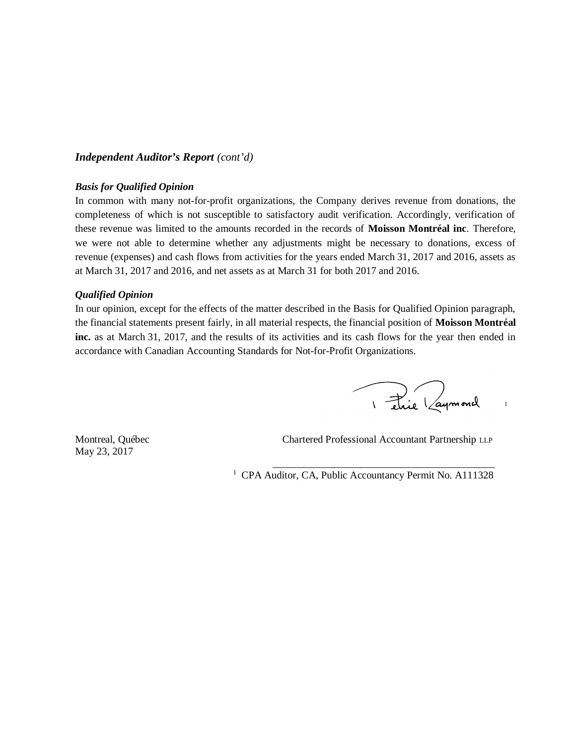***Independent Auditor's Report** (cont'd)*

***Basis for Qualified Opinion***

In common with many not-for-profit organizations, the Company derives revenue from donations, the completeness of which is not susceptible to satisfactory audit verification. Accordingly, verification of these revenue was limited to the amounts recorded in the records of **Moisson Montréal inc**. Therefore, we were not able to determine whether any adjustments might be necessary to donations, excess of revenue (expenses) and cash flows from activities for the years ended March 31, 2017 and 2016, assets as at March 31, 2017 and 2016, and net assets as at March 31 for both 2017 and 2016.

***Qualified Opinion***

In our opinion, except for the effects of the matter described in the Basis for Qualified Opinion paragraph, the financial statements present fairly, in all material respects, the financial position of **Moisson Montréal inc.** as at March 31, 2017, and the results of its activities and its cash flows for the year then ended in accordance with Canadian Accounting Standards for Not-for-Profit Organizations.

Petrie Raymond [1]

Montreal, Québec
May 23, 2017

Chartered Professional Accountant Partnership LLP

[1] CPA Auditor, CA, Public Accountancy Permit No. A111328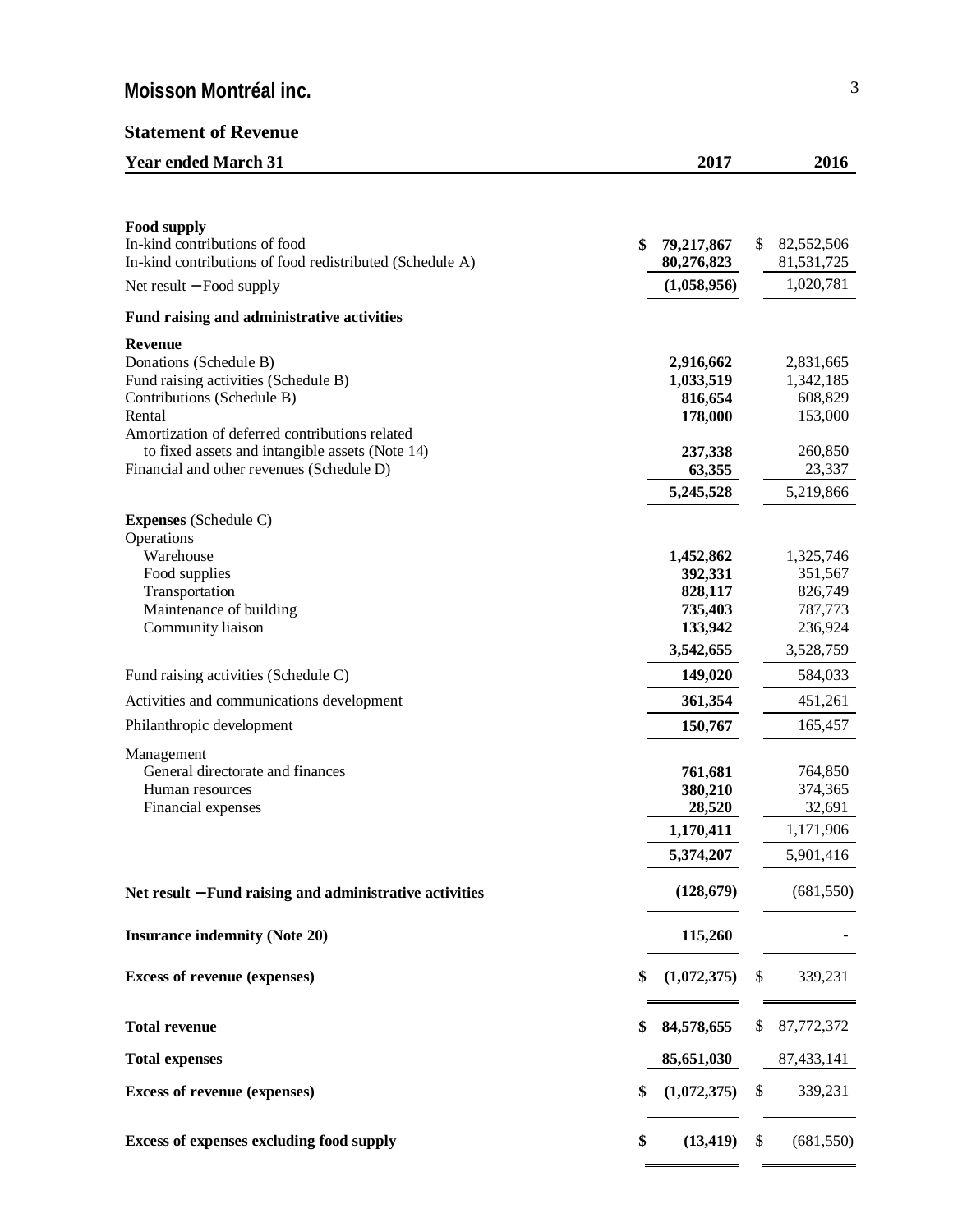# Moisson Montréal inc.

## Statement of Revenue

| Year ended March 31 | 2017 | 2016 |
|---|---|---|
| **Food supply** | | |
| In-kind contributions of food | **$ 79,217,867** | $ 82,552,506 |
| In-kind contributions of food redistributed (Schedule A) | **80,276,823** | 81,531,725 |
| Net result – Food supply | **(1,058,956)** | 1,020,781 |
| **Fund raising and administrative activities** | | |
| **Revenue** | | |
| Donations (Schedule B) | **2,916,662** | 2,831,665 |
| Fund raising activities (Schedule B) | **1,033,519** | 1,342,185 |
| Contributions (Schedule B) | **816,654** | 608,829 |
| Rental | **178,000** | 153,000 |
| Amortization of deferred contributions related to fixed assets and intangible assets (Note 14) | **237,338** | 260,850 |
| Financial and other revenues (Schedule D) | **63,355** | 23,337 |
| | **5,245,528** | 5,219,866 |
| **Expenses** (Schedule C) | | |
| Operations | | |
| Warehouse | **1,452,862** | 1,325,746 |
| Food supplies | **392,331** | 351,567 |
| Transportation | **828,117** | 826,749 |
| Maintenance of building | **735,403** | 787,773 |
| Community liaison | **133,942** | 236,924 |
| | **3,542,655** | 3,528,759 |
| Fund raising activities (Schedule C) | **149,020** | 584,033 |
| Activities and communications development | **361,354** | 451,261 |
| Philanthropic development | **150,767** | 165,457 |
| Management | | |
| General directorate and finances | **761,681** | 764,850 |
| Human resources | **380,210** | 374,365 |
| Financial expenses | **28,520** | 32,691 |
| | **1,170,411** | 1,171,906 |
| | **5,374,207** | 5,901,416 |
| **Net result – Fund raising and administrative activities** | **(128,679)** | (681,550) |
| **Insurance indemnity (Note 20)** | **115,260** | - |
| **Excess of revenue (expenses)** | **$ (1,072,375)** | $ 339,231 |
| **Total revenue** | **$ 84,578,655** | $ 87,772,372 |
| **Total expenses** | **85,651,030** | 87,433,141 |
| **Excess of revenue (expenses)** | **$ (1,072,375)** | $ 339,231 |
| **Excess of expenses excluding food supply** | **$ (13,419)** | $ (681,550) |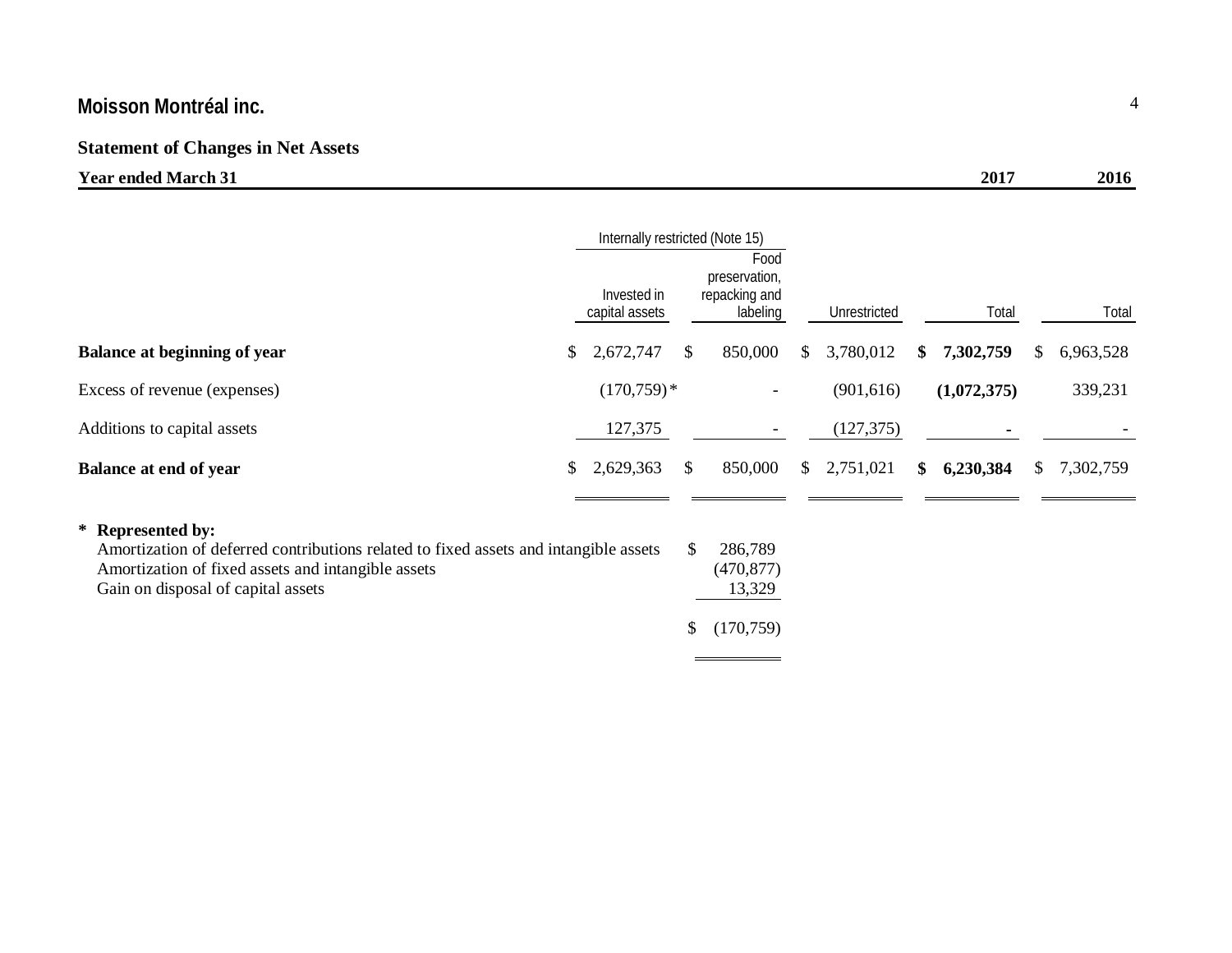# Moisson Montréal inc.

## Statement of Changes in Net Assets

**Year ended March 31**

| | Internally restricted (Note 15) | | | 2017 | 2016 |
|---|---|---|---|---|---|
| | Invested in capital assets | Food preservation, repacking and labeling | Unrestricted | Total | Total |
| **Balance at beginning of year** | $ 2,672,747 | $ 850,000 | $ 3,780,012 | **$ 7,302,759** | $ 6,963,528 |
| Excess of revenue (expenses) | (170,759) * | - | (901,616) | **(1,072,375)** | 339,231 |
| Additions to capital assets | 127,375 | - | (127,375) | **-** | - |
| **Balance at end of year** | $ 2,629,363 | $ 850,000 | $ 2,751,021 | **$ 6,230,384** | $ 7,302,759 |

**\* Represented by:**

| | |
|---|---|
| Amortization of deferred contributions related to fixed assets and intangible assets | $ 286,789 |
| Amortization of fixed assets and intangible assets | (470,877) |
| Gain on disposal of capital assets | 13,329 |
| | $ (170,759) |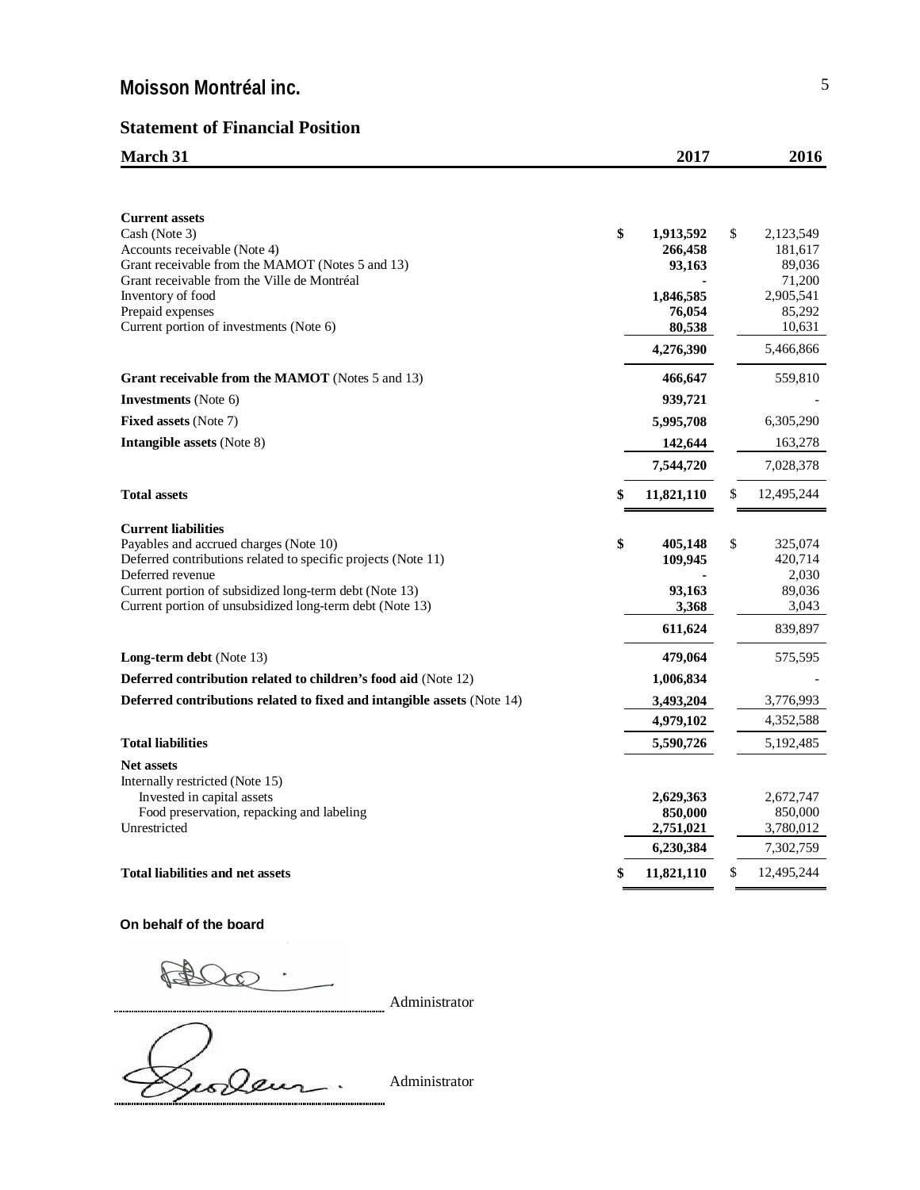# Moisson Montréal inc.

## Statement of Financial Position

| March 31 | 2017 | 2016 |
|---|---|---|
| **Current assets** | | |
| Cash (Note 3) | $ 1,913,592 | $ 2,123,549 |
| Accounts receivable (Note 4) | 266,458 | 181,617 |
| Grant receivable from the MAMOT (Notes 5 and 13) | 93,163 | 89,036 |
| Grant receivable from the Ville de Montréal | - | 71,200 |
| Inventory of food | 1,846,585 | 2,905,541 |
| Prepaid expenses | 76,054 | 85,292 |
| Current portion of investments (Note 6) | 80,538 | 10,631 |
| | 4,276,390 | 5,466,866 |
| **Grant receivable from the MAMOT** (Notes 5 and 13) | 466,647 | 559,810 |
| **Investments** (Note 6) | 939,721 | - |
| **Fixed assets** (Note 7) | 5,995,708 | 6,305,290 |
| **Intangible assets** (Note 8) | 142,644 | 163,278 |
| | 7,544,720 | 7,028,378 |
| **Total assets** | $ 11,821,110 | $ 12,495,244 |
| **Current liabilities** | | |
| Payables and accrued charges (Note 10) | $ 405,148 | $ 325,074 |
| Deferred contributions related to specific projects (Note 11) | 109,945 | 420,714 |
| Deferred revenue | - | 2,030 |
| Current portion of subsidized long-term debt (Note 13) | 93,163 | 89,036 |
| Current portion of unsubsidized long-term debt (Note 13) | 3,368 | 3,043 |
| | 611,624 | 839,897 |
| **Long-term debt** (Note 13) | 479,064 | 575,595 |
| **Deferred contribution related to children's food aid** (Note 12) | 1,006,834 | - |
| **Deferred contributions related to fixed and intangible assets** (Note 14) | 3,493,204 | 3,776,993 |
| | 4,979,102 | 4,352,588 |
| **Total liabilities** | 5,590,726 | 5,192,485 |
| **Net assets** | | |
| Internally restricted (Note 15) | | |
| Invested in capital assets | 2,629,363 | 2,672,747 |
| Food preservation, repacking and labeling | 850,000 | 850,000 |
| Unrestricted | 2,751,021 | 3,780,012 |
| | 6,230,384 | 7,302,759 |
| **Total liabilities and net assets** | $ 11,821,110 | $ 12,495,244 |

**On behalf of the board**

______________________ Administrator

______________________ Administrator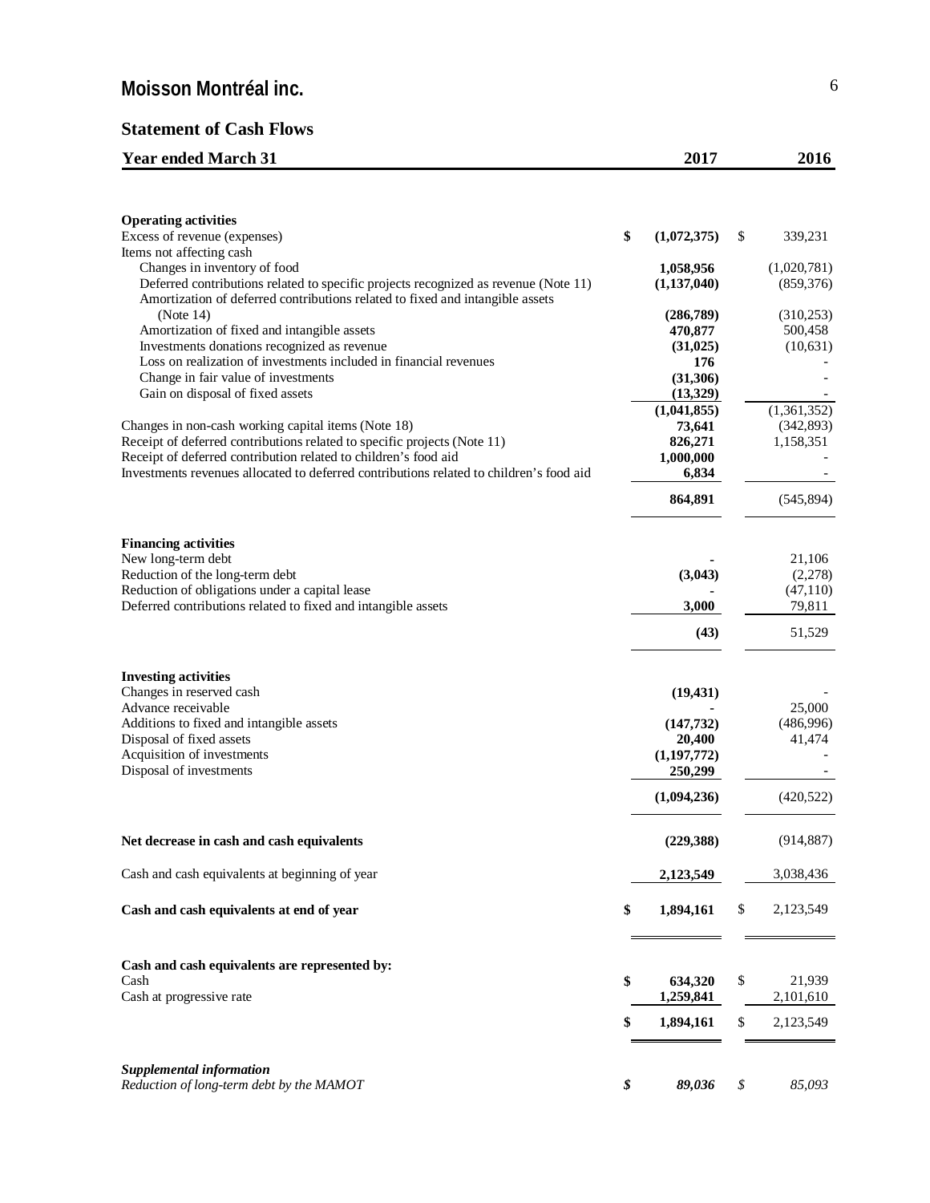# Moisson Montréal inc.

## Statement of Cash Flows

| Year ended March 31 | 2017 | 2016 |
|---|---|---|
| **Operating activities** | | |
| Excess of revenue (expenses) | $ (1,072,375) | $ 339,231 |
| Items not affecting cash | | |
| Changes in inventory of food | 1,058,956 | (1,020,781) |
| Deferred contributions related to specific projects recognized as revenue (Note 11) | (1,137,040) | (859,376) |
| Amortization of deferred contributions related to fixed and intangible assets (Note 14) | (286,789) | (310,253) |
| Amortization of fixed and intangible assets | 470,877 | 500,458 |
| Investments donations recognized as revenue | (31,025) | (10,631) |
| Loss on realization of investments included in financial revenues | 176 | - |
| Change in fair value of investments | (31,306) | - |
| Gain on disposal of fixed assets | (13,329) | - |
| | (1,041,855) | (1,361,352) |
| Changes in non-cash working capital items (Note 18) | 73,641 | (342,893) |
| Receipt of deferred contributions related to specific projects (Note 11) | 826,271 | 1,158,351 |
| Receipt of deferred contribution related to children's food aid | 1,000,000 | - |
| Investments revenues allocated to deferred contributions related to children's food aid | 6,834 | - |
| | 864,891 | (545,894) |
| **Financing activities** | | |
| New long-term debt | - | 21,106 |
| Reduction of the long-term debt | (3,043) | (2,278) |
| Reduction of obligations under a capital lease | - | (47,110) |
| Deferred contributions related to fixed and intangible assets | 3,000 | 79,811 |
| | (43) | 51,529 |
| **Investing activities** | | |
| Changes in reserved cash | (19,431) | - |
| Advance receivable | - | 25,000 |
| Additions to fixed and intangible assets | (147,732) | (486,996) |
| Disposal of fixed assets | 20,400 | 41,474 |
| Acquisition of investments | (1,197,772) | - |
| Disposal of investments | 250,299 | - |
| | (1,094,236) | (420,522) |
| **Net decrease in cash and cash equivalents** | (229,388) | (914,887) |
| Cash and cash equivalents at beginning of year | 2,123,549 | 3,038,436 |
| **Cash and cash equivalents at end of year** | $ 1,894,161 | $ 2,123,549 |
| **Cash and cash equivalents are represented by:** | | |
| Cash | $ 634,320 | $ 21,939 |
| Cash at progressive rate | 1,259,841 | 2,101,610 |
| | $ 1,894,161 | $ 2,123,549 |
| ***Supplemental information*** | | |
| *Reduction of long-term debt by the MAMOT* | *$ 89,036* | *$ 85,093* |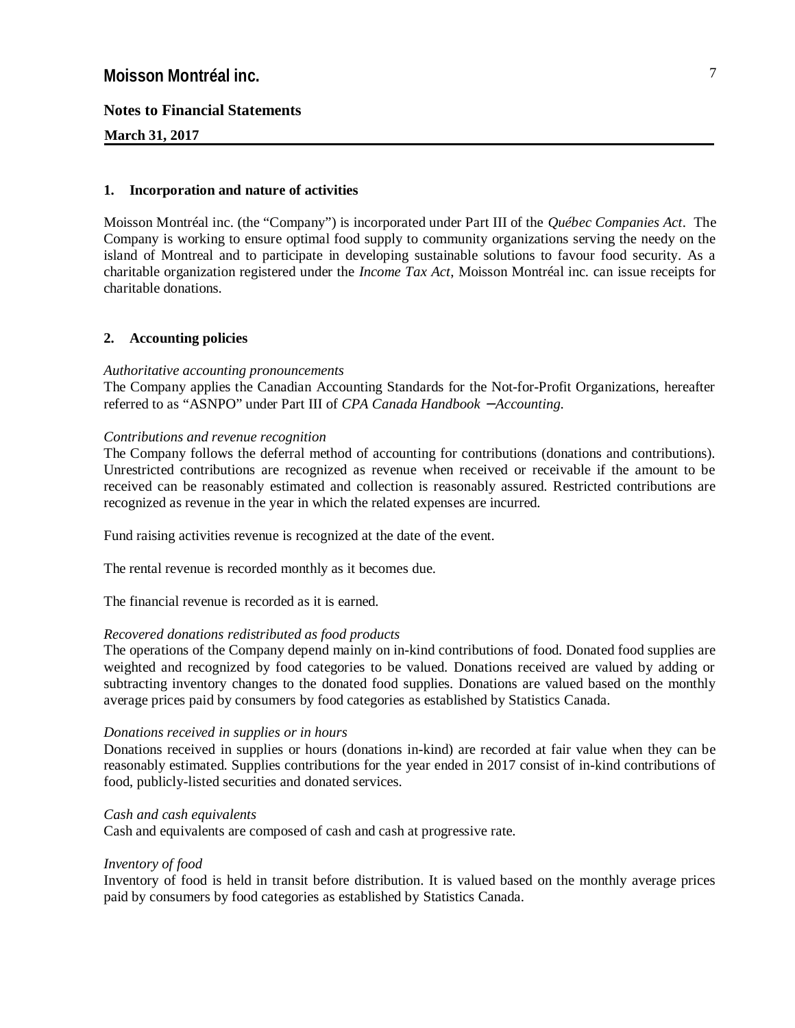# Moisson Montréal inc.

## Notes to Financial Statements

**March 31, 2017**

### 1. Incorporation and nature of activities

Moisson Montréal inc. (the "Company") is incorporated under Part III of the *Québec Companies Act*. The Company is working to ensure optimal food supply to community organizations serving the needy on the island of Montreal and to participate in developing sustainable solutions to favour food security. As a charitable organization registered under the *Income Tax Act*, Moisson Montréal inc. can issue receipts for charitable donations.

### 2. Accounting policies

*Authoritative accounting pronouncements*
The Company applies the Canadian Accounting Standards for the Not-for-Profit Organizations, hereafter referred to as "ASNPO" under Part III of *CPA Canada Handbook – Accounting*.

*Contributions and revenue recognition*
The Company follows the deferral method of accounting for contributions (donations and contributions). Unrestricted contributions are recognized as revenue when received or receivable if the amount to be received can be reasonably estimated and collection is reasonably assured. Restricted contributions are recognized as revenue in the year in which the related expenses are incurred.

Fund raising activities revenue is recognized at the date of the event.

The rental revenue is recorded monthly as it becomes due.

The financial revenue is recorded as it is earned.

*Recovered donations redistributed as food products*
The operations of the Company depend mainly on in-kind contributions of food. Donated food supplies are weighted and recognized by food categories to be valued. Donations received are valued by adding or subtracting inventory changes to the donated food supplies. Donations are valued based on the monthly average prices paid by consumers by food categories as established by Statistics Canada.

*Donations received in supplies or in hours*
Donations received in supplies or hours (donations in-kind) are recorded at fair value when they can be reasonably estimated. Supplies contributions for the year ended in 2017 consist of in-kind contributions of food, publicly-listed securities and donated services.

*Cash and cash equivalents*
Cash and equivalents are composed of cash and cash at progressive rate.

*Inventory of food*
Inventory of food is held in transit before distribution. It is valued based on the monthly average prices paid by consumers by food categories as established by Statistics Canada.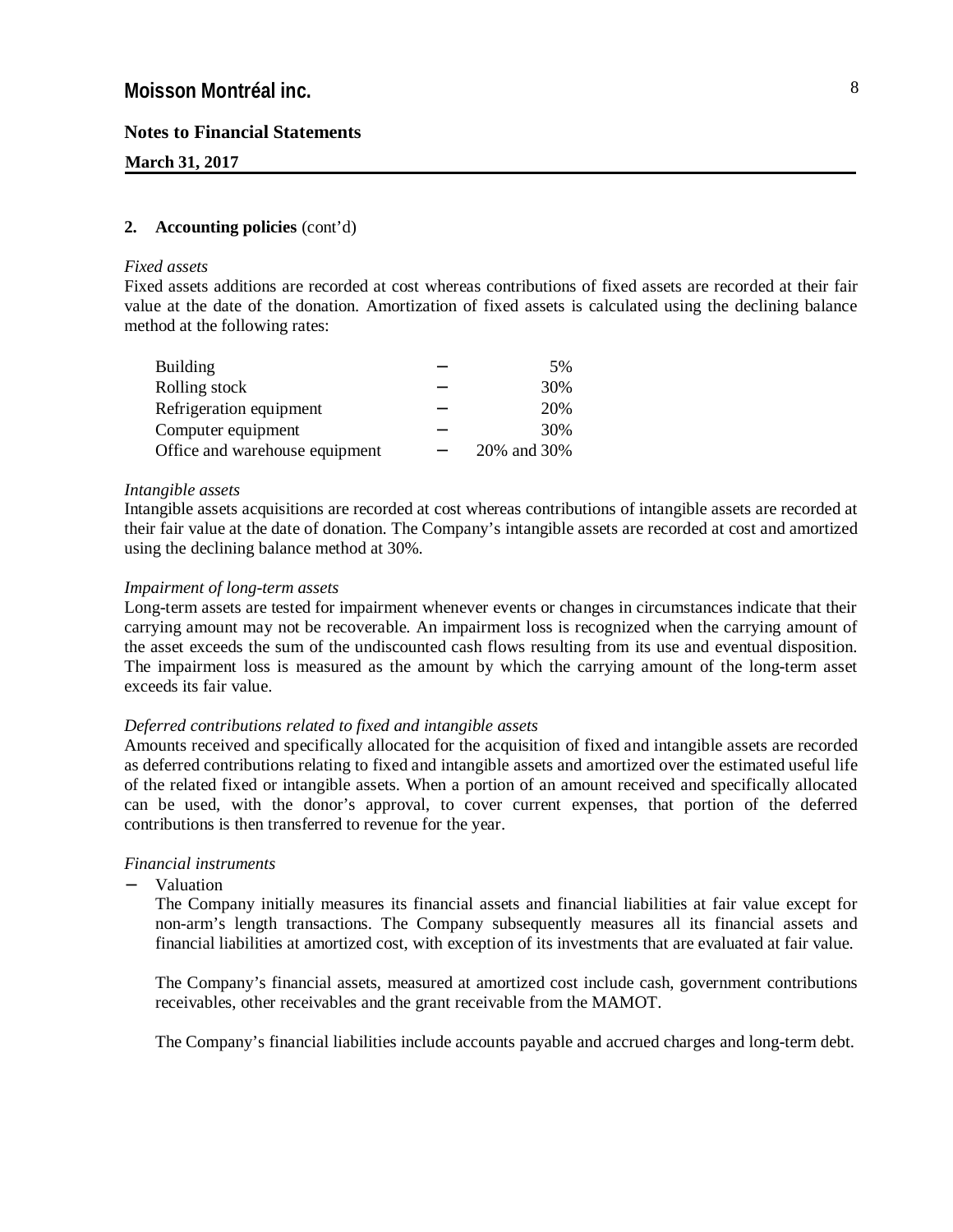## 2. Accounting policies (cont'd)

*Fixed assets*

Fixed assets additions are recorded at cost whereas contributions of fixed assets are recorded at their fair value at the date of the donation. Amortization of fixed assets is calculated using the declining balance method at the following rates:

| | | |
|---|---|---|
| Building | – | 5% |
| Rolling stock | – | 30% |
| Refrigeration equipment | – | 20% |
| Computer equipment | – | 30% |
| Office and warehouse equipment | – | 20% and 30% |

*Intangible assets*

Intangible assets acquisitions are recorded at cost whereas contributions of intangible assets are recorded at their fair value at the date of donation. The Company's intangible assets are recorded at cost and amortized using the declining balance method at 30%.

*Impairment of long-term assets*

Long-term assets are tested for impairment whenever events or changes in circumstances indicate that their carrying amount may not be recoverable. An impairment loss is recognized when the carrying amount of the asset exceeds the sum of the undiscounted cash flows resulting from its use and eventual disposition. The impairment loss is measured as the amount by which the carrying amount of the long-term asset exceeds its fair value.

*Deferred contributions related to fixed and intangible assets*

Amounts received and specifically allocated for the acquisition of fixed and intangible assets are recorded as deferred contributions relating to fixed and intangible assets and amortized over the estimated useful life of the related fixed or intangible assets. When a portion of an amount received and specifically allocated can be used, with the donor's approval, to cover current expenses, that portion of the deferred contributions is then transferred to revenue for the year.

*Financial instruments*

- Valuation

  The Company initially measures its financial assets and financial liabilities at fair value except for non-arm's length transactions. The Company subsequently measures all its financial assets and financial liabilities at amortized cost, with exception of its investments that are evaluated at fair value.

  The Company's financial assets, measured at amortized cost include cash, government contributions receivables, other receivables and the grant receivable from the MAMOT.

  The Company's financial liabilities include accounts payable and accrued charges and long-term debt.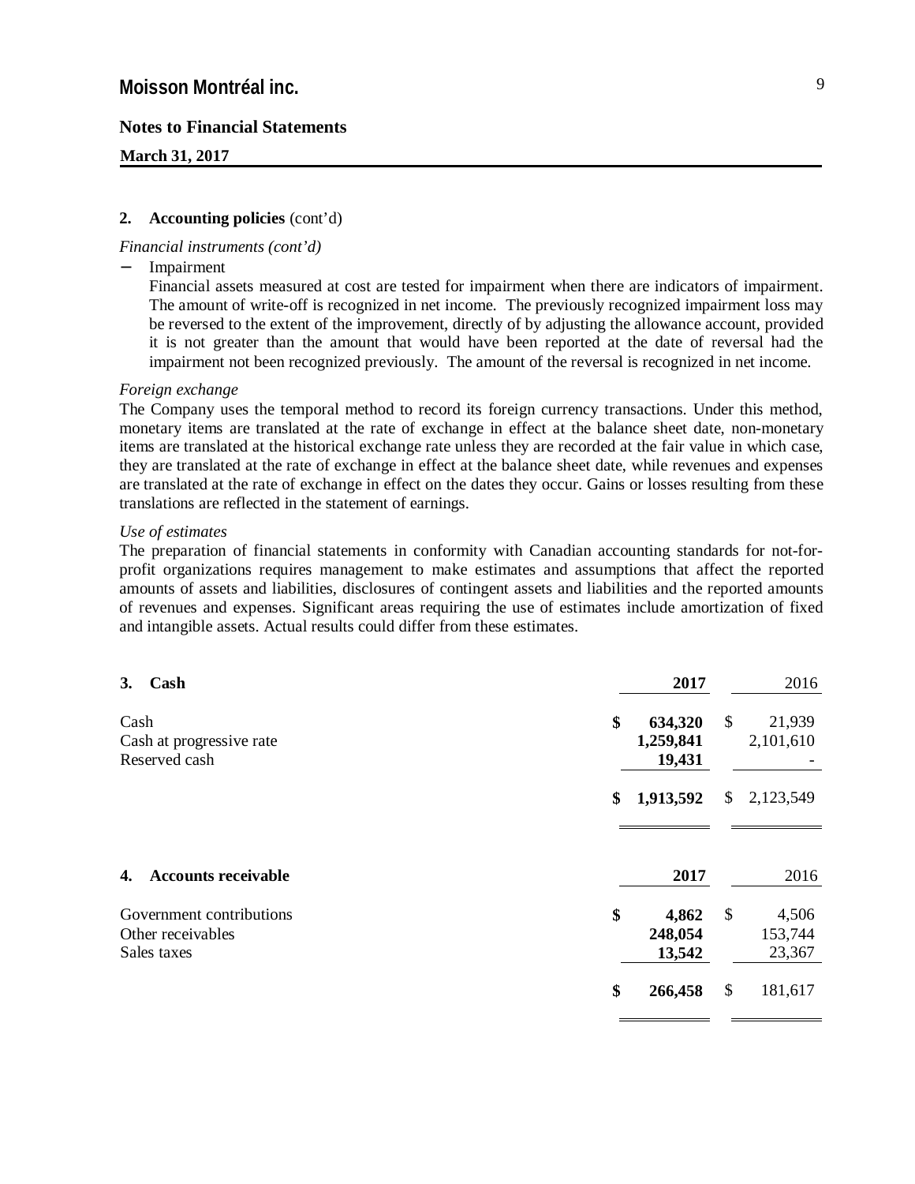## 2. Accounting policies (cont'd)

*Financial instruments (cont'd)*

- Impairment

  Financial assets measured at cost are tested for impairment when there are indicators of impairment. The amount of write-off is recognized in net income. The previously recognized impairment loss may be reversed to the extent of the improvement, directly of by adjusting the allowance account, provided it is not greater than the amount that would have been reported at the date of reversal had the impairment not been recognized previously. The amount of the reversal is recognized in net income.

*Foreign exchange*

The Company uses the temporal method to record its foreign currency transactions. Under this method, monetary items are translated at the rate of exchange in effect at the balance sheet date, non-monetary items are translated at the historical exchange rate unless they are recorded at the fair value in which case, they are translated at the rate of exchange in effect at the balance sheet date, while revenues and expenses are translated at the rate of exchange in effect on the dates they occur. Gains or losses resulting from these translations are reflected in the statement of earnings.

*Use of estimates*

The preparation of financial statements in conformity with Canadian accounting standards for not-for-profit organizations requires management to make estimates and assumptions that affect the reported amounts of assets and liabilities, disclosures of contingent assets and liabilities and the reported amounts of revenues and expenses. Significant areas requiring the use of estimates include amortization of fixed and intangible assets. Actual results could differ from these estimates.

## 3. Cash

| | **2017** | 2016 |
|---|---|---|
| Cash | **$ 634,320** | $ 21,939 |
| Cash at progressive rate | **1,259,841** | 2,101,610 |
| Reserved cash | **19,431** | - |
| | **$ 1,913,592** | $ 2,123,549 |

## 4. Accounts receivable

| | **2017** | 2016 |
|---|---|---|
| Government contributions | **$ 4,862** | $ 4,506 |
| Other receivables | **248,054** | 153,744 |
| Sales taxes | **13,542** | 23,367 |
| | **$ 266,458** | $ 181,617 |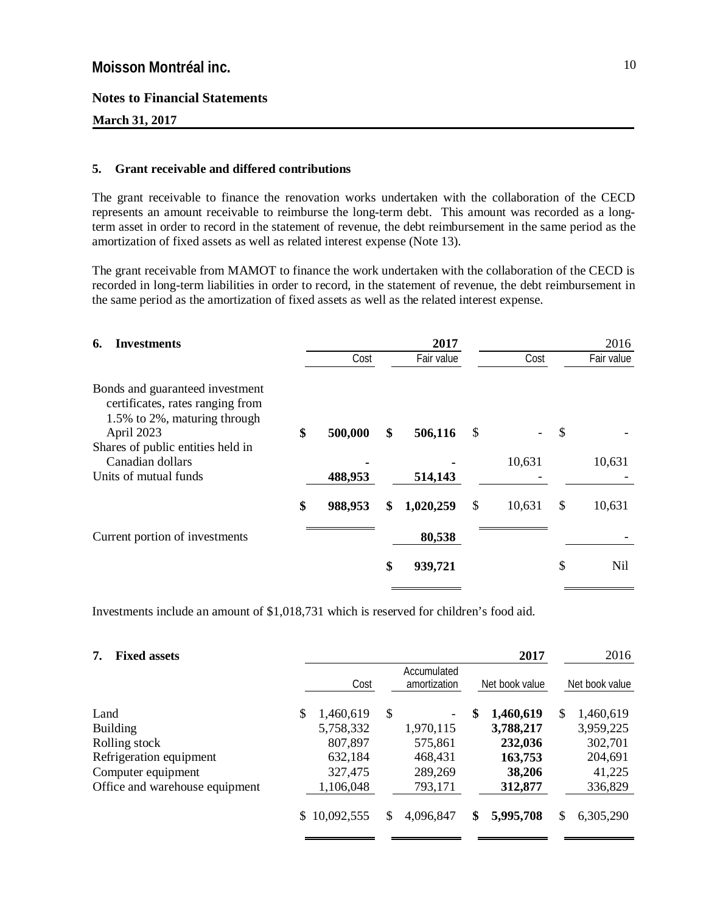# Moisson Montréal inc.

## Notes to Financial Statements

**March 31, 2017**

### 5. Grant receivable and differed contributions

The grant receivable to finance the renovation works undertaken with the collaboration of the CECD represents an amount receivable to reimburse the long-term debt. This amount was recorded as a long-term asset in order to record in the statement of revenue, the debt reimbursement in the same period as the amortization of fixed assets as well as related interest expense (Note 13).

The grant receivable from MAMOT to finance the work undertaken with the collaboration of the CECD is recorded in long-term liabilities in order to record, in the statement of revenue, the debt reimbursement in the same period as the amortization of fixed assets as well as the related interest expense.

### 6. Investments

| | 2017 | | 2016 | |
|---|---|---|---|---|
| | Cost | Fair value | Cost | Fair value |
| Bonds and guaranteed investment certificates, rates ranging from 1.5% to 2%, maturing through April 2023 | **$ 500,000** | **$ 506,116** | $ - | $ - |
| Shares of public entities held in Canadian dollars | **-** | **-** | 10,631 | 10,631 |
| Units of mutual funds | **488,953** | **514,143** | - | - |
| | **$ 988,953** | **$ 1,020,259** | $ 10,631 | $ 10,631 |
| Current portion of investments | | **80,538** | | - |
| | | **$ 939,721** | | $ Nil |

Investments include an amount of $1,018,731 which is reserved for children's food aid.

### 7. Fixed assets

| | 2017 | | | 2016 |
|---|---|---|---|---|
| | Cost | Accumulated amortization | Net book value | Net book value |
| Land | $ 1,460,619 | $ - | **$ 1,460,619** | $ 1,460,619 |
| Building | 5,758,332 | 1,970,115 | **3,788,217** | 3,959,225 |
| Rolling stock | 807,897 | 575,861 | **232,036** | 302,701 |
| Refrigeration equipment | 632,184 | 468,431 | **163,753** | 204,691 |
| Computer equipment | 327,475 | 289,269 | **38,206** | 41,225 |
| Office and warehouse equipment | 1,106,048 | 793,171 | **312,877** | 336,829 |
| | $ 10,092,555 | $ 4,096,847 | **$ 5,995,708** | $ 6,305,290 |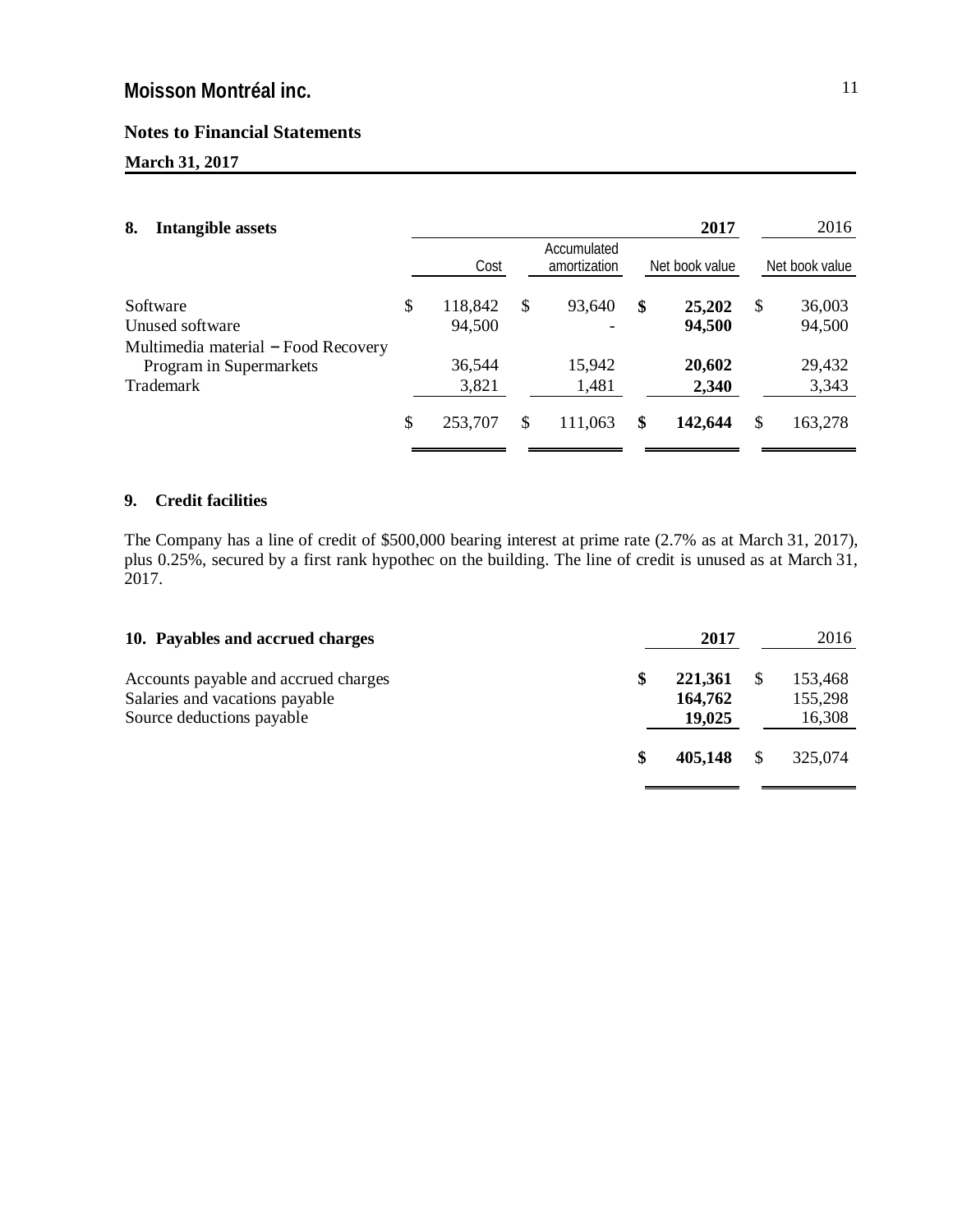# Moisson Montréal inc.

## Notes to Financial Statements

**March 31, 2017**

### 8. Intangible assets

| | | | **2017** | 2016 |
|---|---|---|---|---|
| | Cost | Accumulated amortization | Net book value | Net book value |
| Software | $ 118,842 | $ 93,640 | **$ 25,202** | $ 36,003 |
| Unused software | 94,500 | - | **94,500** | 94,500 |
| Multimedia material – Food Recovery Program in Supermarkets | 36,544 | 15,942 | **20,602** | 29,432 |
| Trademark | 3,821 | 1,481 | **2,340** | 3,343 |
| | $ 253,707 | $ 111,063 | **$ 142,644** | $ 163,278 |

### 9. Credit facilities

The Company has a line of credit of $500,000 bearing interest at prime rate (2.7% as at March 31, 2017), plus 0.25%, secured by a first rank hypothec on the building. The line of credit is unused as at March 31, 2017.

### 10. Payables and accrued charges

| | **2017** | 2016 |
|---|---|---|
| Accounts payable and accrued charges | **$ 221,361** | $ 153,468 |
| Salaries and vacations payable | **164,762** | 155,298 |
| Source deductions payable | **19,025** | 16,308 |
| | **$ 405,148** | $ 325,074 |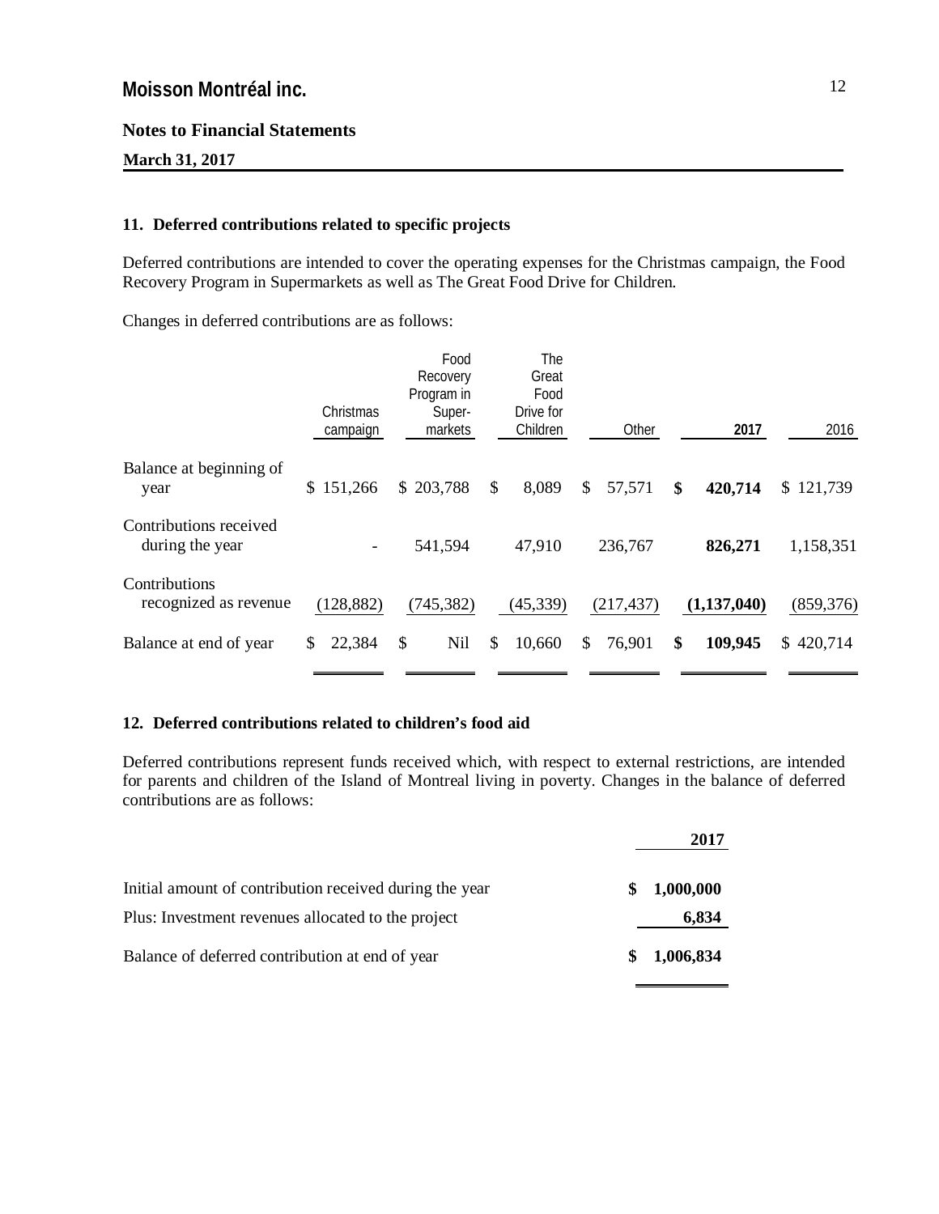## 11. Deferred contributions related to specific projects

Deferred contributions are intended to cover the operating expenses for the Christmas campaign, the Food Recovery Program in Supermarkets as well as The Great Food Drive for Children.

Changes in deferred contributions are as follows:

| | Christmas campaign | Food Recovery Program in Super-markets | The Great Food Drive for Children | Other | **2017** | 2016 |
|---|---|---|---|---|---|---|
| Balance at beginning of year | $ 151,266 | $ 203,788 | $ 8,089 | $ 57,571 | **$ 420,714** | $ 121,739 |
| Contributions received during the year | - | 541,594 | 47,910 | 236,767 | **826,271** | 1,158,351 |
| Contributions recognized as revenue | (128,882) | (745,382) | (45,339) | (217,437) | **(1,137,040)** | (859,376) |
| Balance at end of year | $ 22,384 | $ Nil | $ 10,660 | $ 76,901 | **$ 109,945** | $ 420,714 |

## 12. Deferred contributions related to children's food aid

Deferred contributions represent funds received which, with respect to external restrictions, are intended for parents and children of the Island of Montreal living in poverty. Changes in the balance of deferred contributions are as follows:

| | **2017** |
|---|---|
| Initial amount of contribution received during the year | **$ 1,000,000** |
| Plus: Investment revenues allocated to the project | **6,834** |
| Balance of deferred contribution at end of year | **$ 1,006,834** |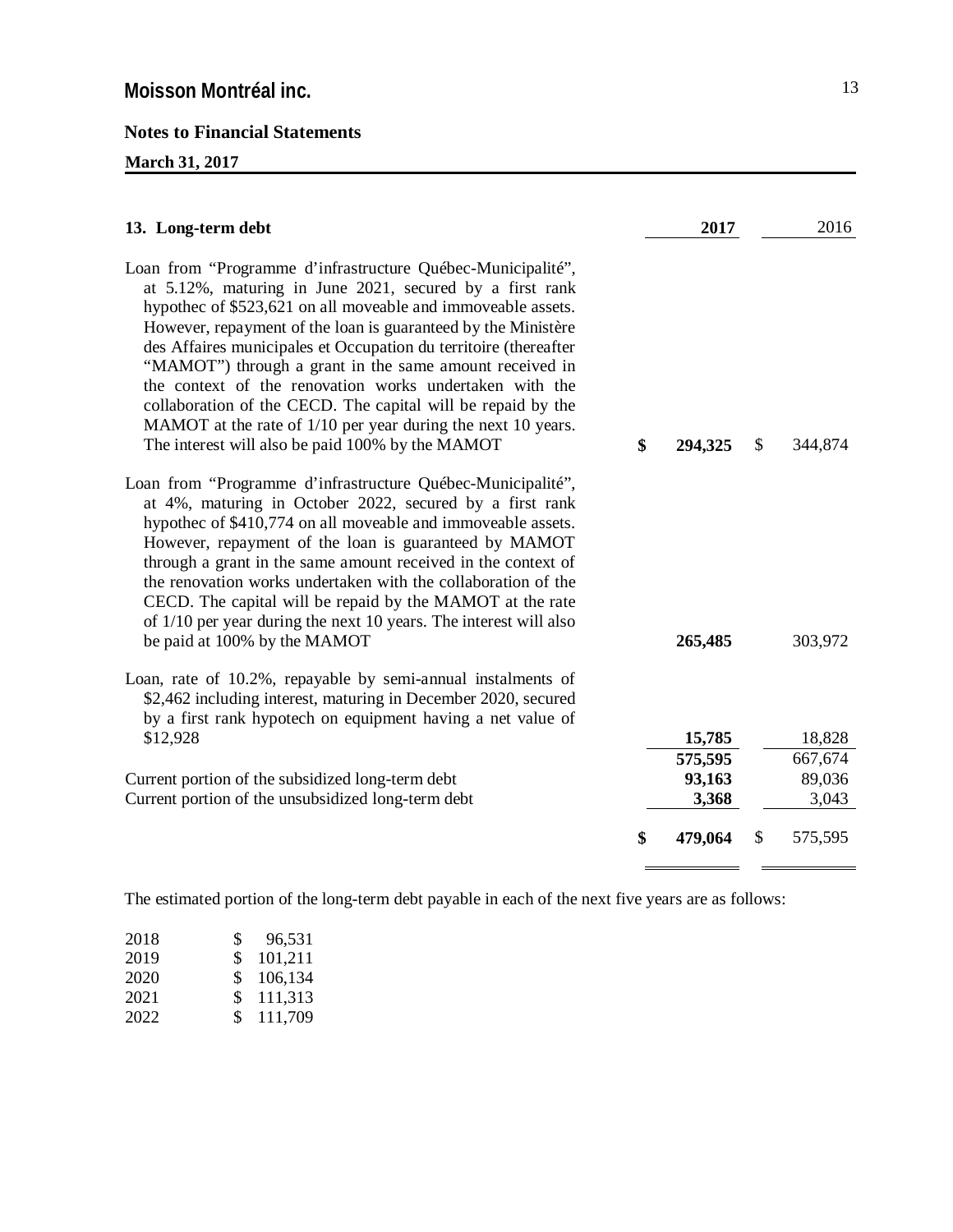Moisson Montréal inc.

Notes to Financial Statements

March 31, 2017

## 13. Long-term debt

| | 2017 | 2016 |
|---|---|---|
| Loan from "Programme d'infrastructure Québec-Municipalité", at 5.12%, maturing in June 2021, secured by a first rank hypothec of $523,621 on all moveable and immoveable assets. However, repayment of the loan is guaranteed by the Ministère des Affaires municipales et Occupation du territoire (thereafter "MAMOT") through a grant in the same amount received in the context of the renovation works undertaken with the collaboration of the CECD. The capital will be repaid by the MAMOT at the rate of 1/10 per year during the next 10 years. The interest will also be paid 100% by the MAMOT | $ 294,325 | $ 344,874 |
| Loan from "Programme d'infrastructure Québec-Municipalité", at 4%, maturing in October 2022, secured by a first rank hypothec of $410,774 on all moveable and immoveable assets. However, repayment of the loan is guaranteed by MAMOT through a grant in the same amount received in the context of the renovation works undertaken with the collaboration of the CECD. The capital will be repaid by the MAMOT at the rate of 1/10 per year during the next 10 years. The interest will also be paid at 100% by the MAMOT | 265,485 | 303,972 |
| Loan, rate of 10.2%, repayable by semi-annual instalments of $2,462 including interest, maturing in December 2020, secured by a first rank hypotech on equipment having a net value of $12,928 | 15,785 | 18,828 |
| | 575,595 | 667,674 |
| Current portion of the subsidized long-term debt | 93,163 | 89,036 |
| Current portion of the unsubsidized long-term debt | 3,368 | 3,043 |
| | $ 479,064 | $ 575,595 |

The estimated portion of the long-term debt payable in each of the next five years are as follows:

| | |
|---|---|
| 2018 | $ 96,531 |
| 2019 | $ 101,211 |
| 2020 | $ 106,134 |
| 2021 | $ 111,313 |
| 2022 | $ 111,709 |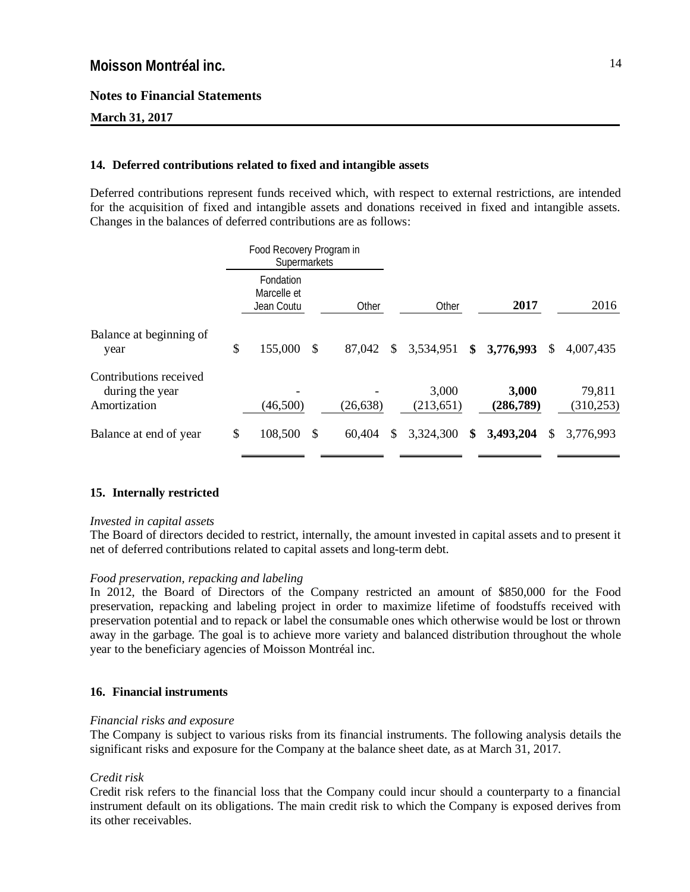# Moisson Montréal inc.

## Notes to Financial Statements

**March 31, 2017**

### 14. Deferred contributions related to fixed and intangible assets

Deferred contributions represent funds received which, with respect to external restrictions, are intended for the acquisition of fixed and intangible assets and donations received in fixed and intangible assets. Changes in the balances of deferred contributions are as follows:

| | Food Recovery Program in Supermarkets | | | | |
|---|---|---|---|---|---|
| | Fondation Marcelle et Jean Coutu | Other | Other | **2017** | 2016 |
| Balance at beginning of year | $ 155,000 | $ 87,042 | $ 3,534,951 | **$ 3,776,993** | $ 4,007,435 |
| Contributions received during the year | - | - | 3,000 | **3,000** | 79,811 |
| Amortization | (46,500) | (26,638) | (213,651) | **(286,789)** | (310,253) |
| Balance at end of year | $ 108,500 | $ 60,404 | $ 3,324,300 | **$ 3,493,204** | $ 3,776,993 |

### 15. Internally restricted

*Invested in capital assets*

The Board of directors decided to restrict, internally, the amount invested in capital assets and to present it net of deferred contributions related to capital assets and long-term debt.

*Food preservation, repacking and labeling*

In 2012, the Board of Directors of the Company restricted an amount of $850,000 for the Food preservation, repacking and labeling project in order to maximize lifetime of foodstuffs received with preservation potential and to repack or label the consumable ones which otherwise would be lost or thrown away in the garbage. The goal is to achieve more variety and balanced distribution throughout the whole year to the beneficiary agencies of Moisson Montréal inc.

### 16. Financial instruments

*Financial risks and exposure*

The Company is subject to various risks from its financial instruments. The following analysis details the significant risks and exposure for the Company at the balance sheet date, as at March 31, 2017.

*Credit risk*

Credit risk refers to the financial loss that the Company could incur should a counterparty to a financial instrument default on its obligations. The main credit risk to which the Company is exposed derives from its other receivables.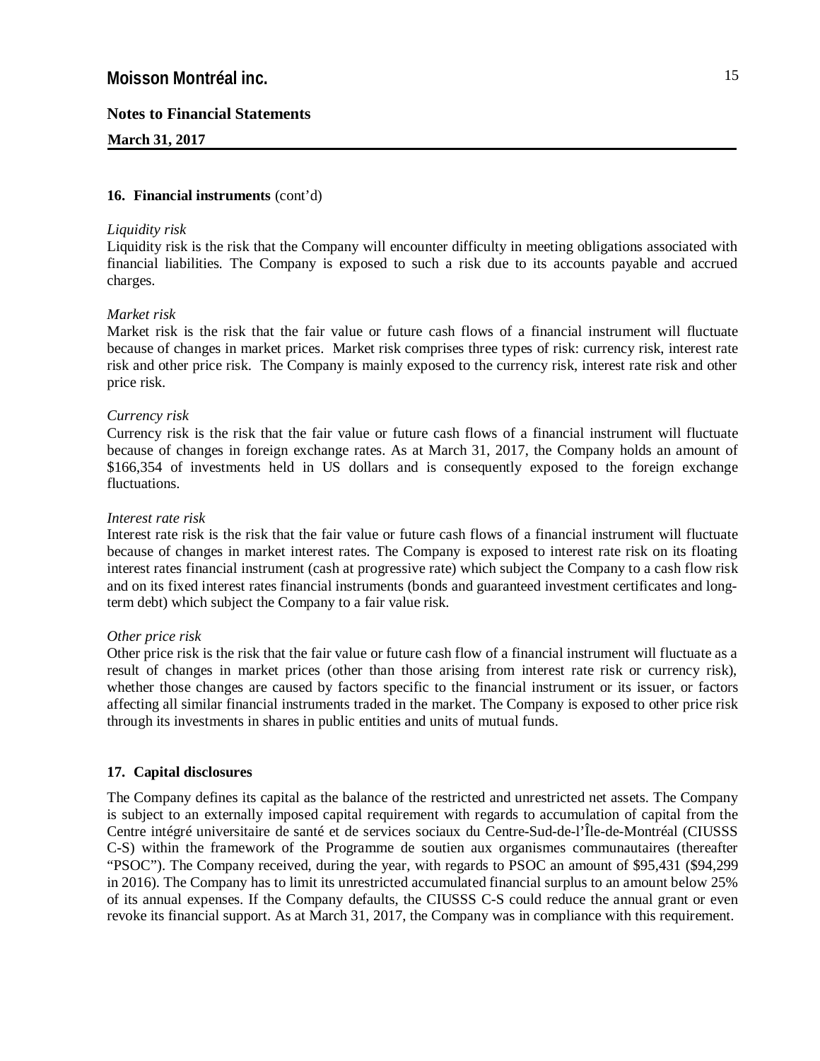## 16. Financial instruments (cont'd)

*Liquidity risk*

Liquidity risk is the risk that the Company will encounter difficulty in meeting obligations associated with financial liabilities. The Company is exposed to such a risk due to its accounts payable and accrued charges.

*Market risk*

Market risk is the risk that the fair value or future cash flows of a financial instrument will fluctuate because of changes in market prices. Market risk comprises three types of risk: currency risk, interest rate risk and other price risk. The Company is mainly exposed to the currency risk, interest rate risk and other price risk.

*Currency risk*

Currency risk is the risk that the fair value or future cash flows of a financial instrument will fluctuate because of changes in foreign exchange rates. As at March 31, 2017, the Company holds an amount of $166,354 of investments held in US dollars and is consequently exposed to the foreign exchange fluctuations.

*Interest rate risk*

Interest rate risk is the risk that the fair value or future cash flows of a financial instrument will fluctuate because of changes in market interest rates. The Company is exposed to interest rate risk on its floating interest rates financial instrument (cash at progressive rate) which subject the Company to a cash flow risk and on its fixed interest rates financial instruments (bonds and guaranteed investment certificates and long-term debt) which subject the Company to a fair value risk.

*Other price risk*

Other price risk is the risk that the fair value or future cash flow of a financial instrument will fluctuate as a result of changes in market prices (other than those arising from interest rate risk or currency risk), whether those changes are caused by factors specific to the financial instrument or its issuer, or factors affecting all similar financial instruments traded in the market. The Company is exposed to other price risk through its investments in shares in public entities and units of mutual funds.

## 17. Capital disclosures

The Company defines its capital as the balance of the restricted and unrestricted net assets. The Company is subject to an externally imposed capital requirement with regards to accumulation of capital from the Centre intégré universitaire de santé et de services sociaux du Centre-Sud-de-l'Île-de-Montréal (CIUSSS C-S) within the framework of the Programme de soutien aux organismes communautaires (thereafter "PSOC"). The Company received, during the year, with regards to PSOC an amount of $95,431 ($94,299 in 2016). The Company has to limit its unrestricted accumulated financial surplus to an amount below 25% of its annual expenses. If the Company defaults, the CIUSSS C-S could reduce the annual grant or even revoke its financial support. As at March 31, 2017, the Company was in compliance with this requirement.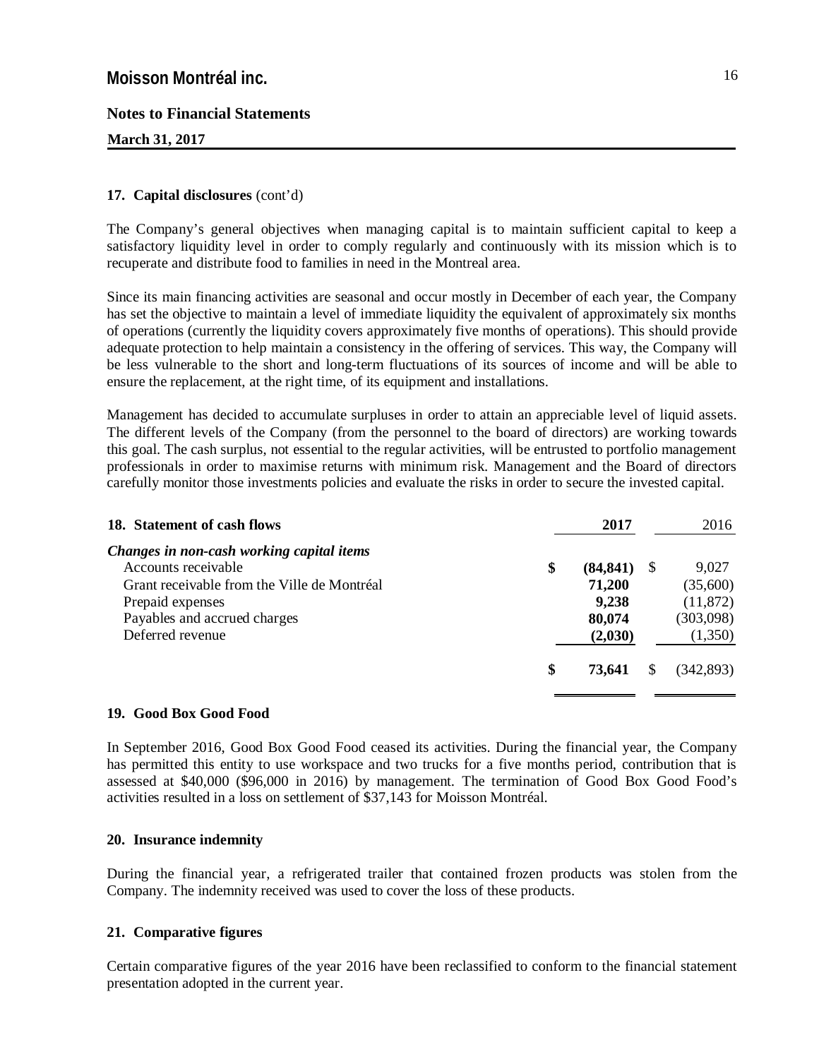**Moisson Montréal inc.**

**Notes to Financial Statements**

**March 31, 2017**

**17. Capital disclosures** (cont'd)

The Company's general objectives when managing capital is to maintain sufficient capital to keep a satisfactory liquidity level in order to comply regularly and continuously with its mission which is to recuperate and distribute food to families in need in the Montreal area.

Since its main financing activities are seasonal and occur mostly in December of each year, the Company has set the objective to maintain a level of immediate liquidity the equivalent of approximately six months of operations (currently the liquidity covers approximately five months of operations). This should provide adequate protection to help maintain a consistency in the offering of services. This way, the Company will be less vulnerable to the short and long-term fluctuations of its sources of income and will be able to ensure the replacement, at the right time, of its equipment and installations.

Management has decided to accumulate surpluses in order to attain an appreciable level of liquid assets. The different levels of the Company (from the personnel to the board of directors) are working towards this goal. The cash surplus, not essential to the regular activities, will be entrusted to portfolio management professionals in order to maximise returns with minimum risk. Management and the Board of directors carefully monitor those investments policies and evaluate the risks in order to secure the invested capital.

**18. Statement of cash flows**

| | **2017** | 2016 |
|---|---|---|
| ***Changes in non-cash working capital items*** | | |
| Accounts receivable | **$ (84,841)** | $ 9,027 |
| Grant receivable from the Ville de Montréal | **71,200** | (35,600) |
| Prepaid expenses | **9,238** | (11,872) |
| Payables and accrued charges | **80,074** | (303,098) |
| Deferred revenue | **(2,030)** | (1,350) |
| | **$ 73,641** | $ (342,893) |

**19. Good Box Good Food**

In September 2016, Good Box Good Food ceased its activities. During the financial year, the Company has permitted this entity to use workspace and two trucks for a five months period, contribution that is assessed at $40,000 ($96,000 in 2016) by management. The termination of Good Box Good Food's activities resulted in a loss on settlement of $37,143 for Moisson Montréal.

**20. Insurance indemnity**

During the financial year, a refrigerated trailer that contained frozen products was stolen from the Company. The indemnity received was used to cover the loss of these products.

**21. Comparative figures**

Certain comparative figures of the year 2016 have been reclassified to conform to the financial statement presentation adopted in the current year.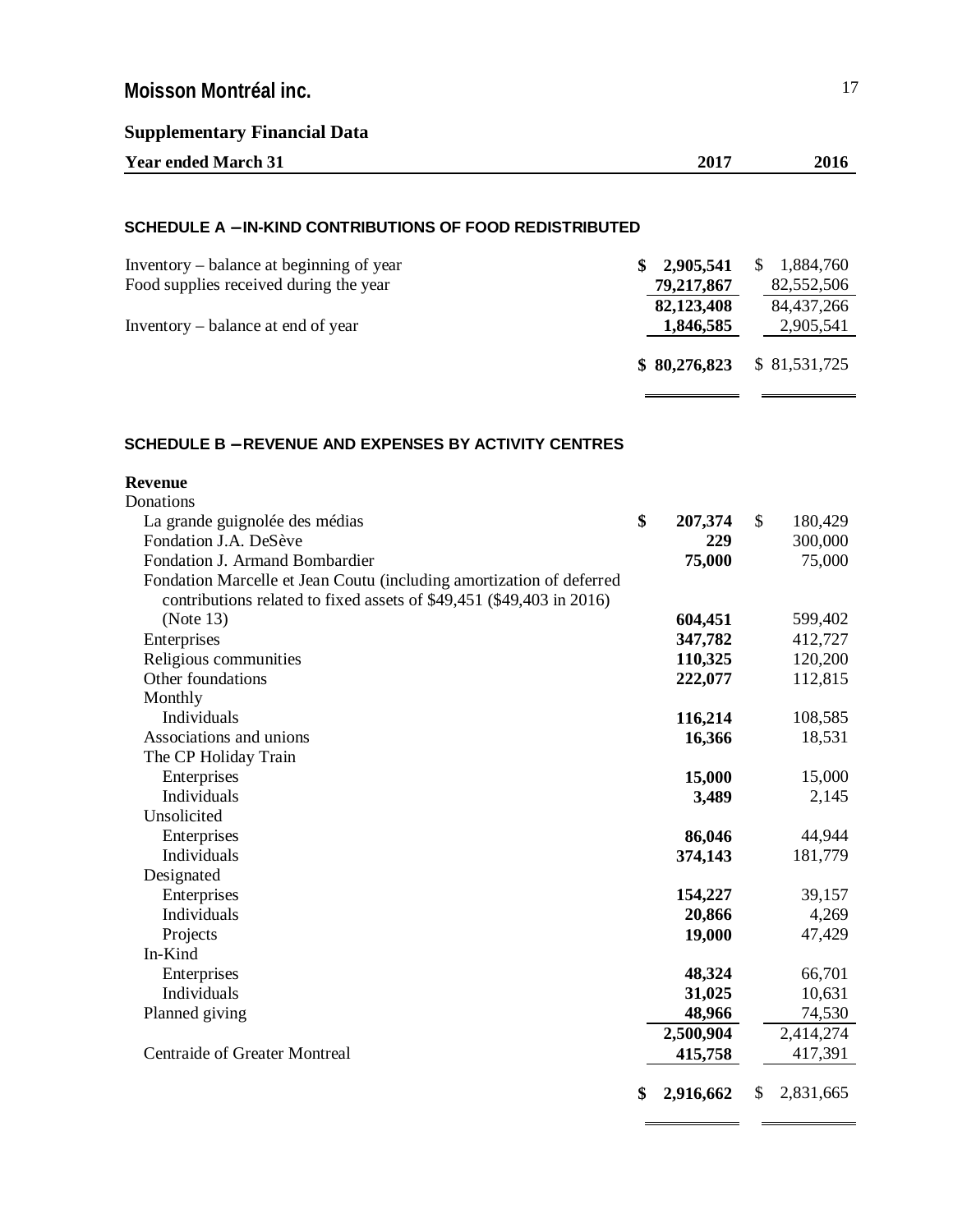## Moisson Montréal inc.

### Supplementary Financial Data

| Year ended March 31 | 2017 | 2016 |
|---|---|---|

#### SCHEDULE A – IN-KIND CONTRIBUTIONS OF FOOD REDISTRIBUTED

| | 2017 | 2016 |
|---|---|---|
| Inventory – balance at beginning of year | **$ 2,905,541** | $ 1,884,760 |
| Food supplies received during the year | **79,217,867** | 82,552,506 |
| | **82,123,408** | 84,437,266 |
| Inventory – balance at end of year | **1,846,585** | 2,905,541 |
| | **$ 80,276,823** | $ 81,531,725 |

#### SCHEDULE B – REVENUE AND EXPENSES BY ACTIVITY CENTRES

| | 2017 | 2016 |
|---|---|---|
| **Revenue** | | |
| Donations | | |
| La grande guignolée des médias | **$ 207,374** | $ 180,429 |
| Fondation J.A. DeSève | **229** | 300,000 |
| Fondation J. Armand Bombardier | **75,000** | 75,000 |
| Fondation Marcelle et Jean Coutu (including amortization of deferred contributions related to fixed assets of $49,451 ($49,403 in 2016) (Note 13) | **604,451** | 599,402 |
| Enterprises | **347,782** | 412,727 |
| Religious communities | **110,325** | 120,200 |
| Other foundations | **222,077** | 112,815 |
| Monthly | | |
| Individuals | **116,214** | 108,585 |
| Associations and unions | **16,366** | 18,531 |
| The CP Holiday Train | | |
| Enterprises | **15,000** | 15,000 |
| Individuals | **3,489** | 2,145 |
| Unsolicited | | |
| Enterprises | **86,046** | 44,944 |
| Individuals | **374,143** | 181,779 |
| Designated | | |
| Enterprises | **154,227** | 39,157 |
| Individuals | **20,866** | 4,269 |
| Projects | **19,000** | 47,429 |
| In-Kind | | |
| Enterprises | **48,324** | 66,701 |
| Individuals | **31,025** | 10,631 |
| Planned giving | **48,966** | 74,530 |
| | **2,500,904** | 2,414,274 |
| Centraide of Greater Montreal | **415,758** | 417,391 |
| | **$ 2,916,662** | $ 2,831,665 |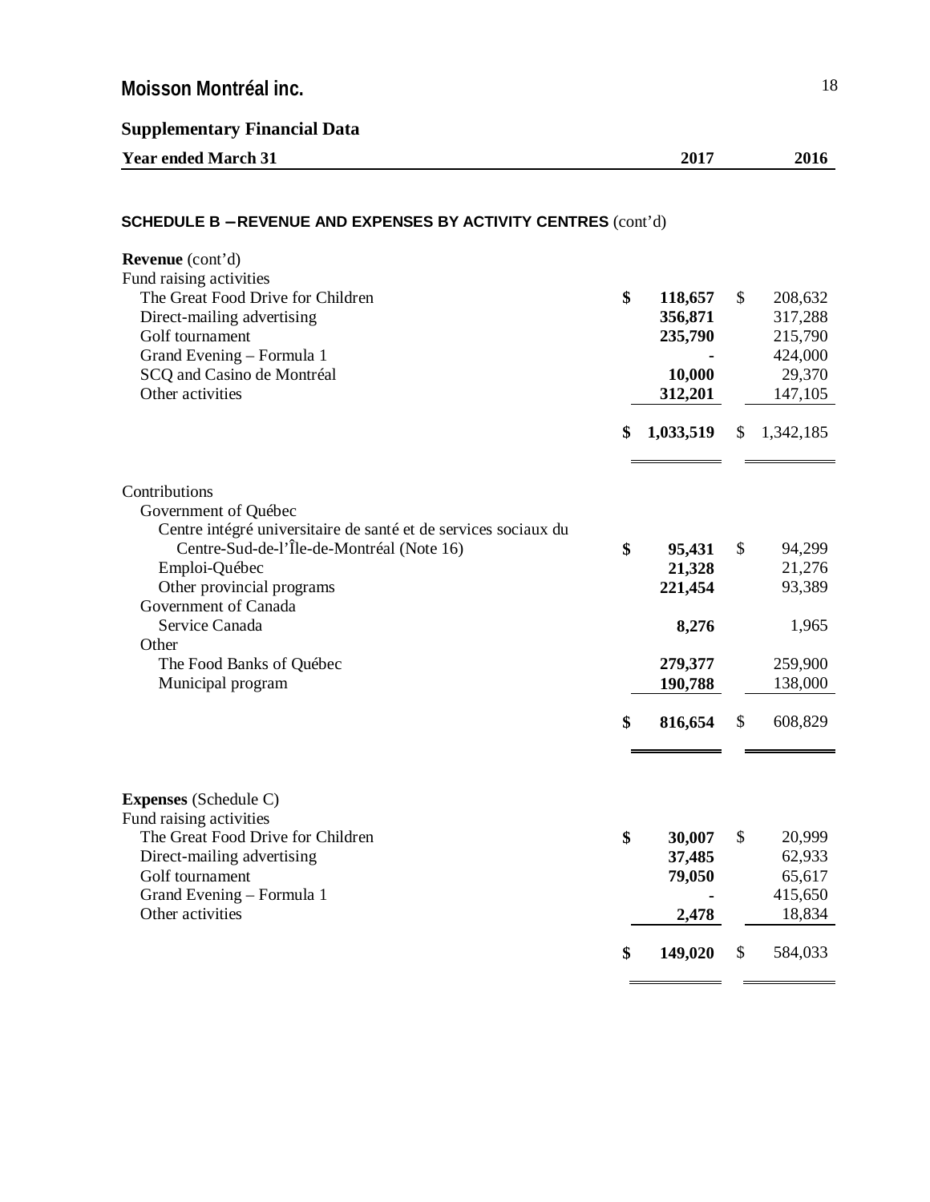# Moisson Montréal inc.

## Supplementary Financial Data

### SCHEDULE B – REVENUE AND EXPENSES BY ACTIVITY CENTRES (cont'd)

| Year ended March 31 | 2017 | 2016 |
|---|---|---|
| **Revenue** (cont'd) | | |
| Fund raising activities | | |
| The Great Food Drive for Children | **$ 118,657** | $ 208,632 |
| Direct-mailing advertising | **356,871** | 317,288 |
| Golf tournament | **235,790** | 215,790 |
| Grand Evening – Formula 1 | **-** | 424,000 |
| SCQ and Casino de Montréal | **10,000** | 29,370 |
| Other activities | **312,201** | 147,105 |
| | **$ 1,033,519** | $ 1,342,185 |
| Contributions | | |
| Government of Québec | | |
| Centre intégré universitaire de santé et de services sociaux du Centre-Sud-de-l'Île-de-Montréal (Note 16) | **$ 95,431** | $ 94,299 |
| Emploi-Québec | **21,328** | 21,276 |
| Other provincial programs | **221,454** | 93,389 |
| Government of Canada | | |
| Service Canada | **8,276** | 1,965 |
| Other | | |
| The Food Banks of Québec | **279,377** | 259,900 |
| Municipal program | **190,788** | 138,000 |
| | **$ 816,654** | $ 608,829 |
| **Expenses** (Schedule C) | | |
| Fund raising activities | | |
| The Great Food Drive for Children | **$ 30,007** | $ 20,999 |
| Direct-mailing advertising | **37,485** | 62,933 |
| Golf tournament | **79,050** | 65,617 |
| Grand Evening – Formula 1 | **-** | 415,650 |
| Other activities | **2,478** | 18,834 |
| | **$ 149,020** | $ 584,033 |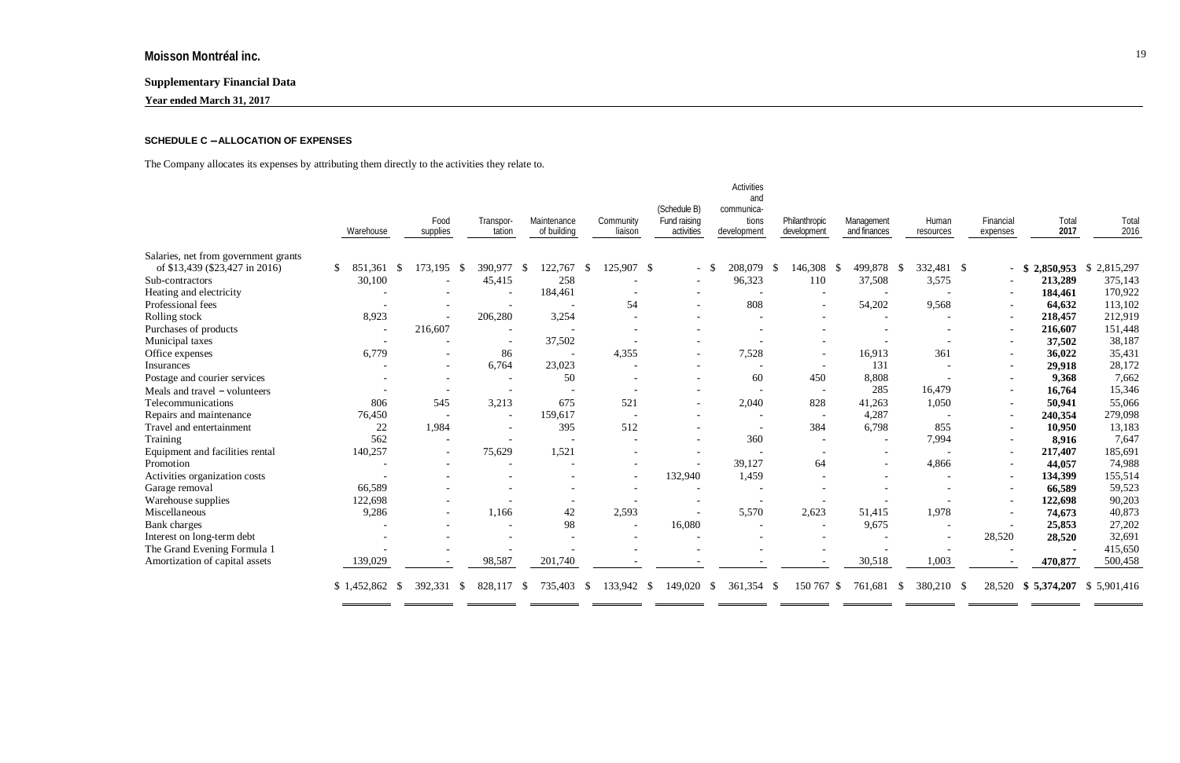# Moisson Montréal inc.

**Supplementary Financial Data**

**Year ended March 31, 2017**

**SCHEDULE C – ALLOCATION OF EXPENSES**

The Company allocates its expenses by attributing them directly to the activities they relate to.

| | Warehouse | Food supplies | Transpor-tation | Maintenance of building | Community liaison | (Schedule B) Fund raising activities | Activities and communica-tions development | Philanthropic development | Management and finances | Human resources | Financial expenses | Total 2017 | Total 2016 |
|---|---|---|---|---|---|---|---|---|---|---|---|---|---|
| Salaries, net from government grants of $13,439 ($23,427 in 2016) | $ 851,361 | $ 173,195 | $ 390,977 | $ 122,767 | $ 125,907 | $ - | $ 208,079 | $ 146,308 | $ 499,878 | $ 332,481 | $ - | **$ 2,850,953** | $ 2,815,297 |
| Sub-contractors | 30,100 | - | 45,415 | 258 | - | - | 96,323 | 110 | 37,508 | 3,575 | - | **213,289** | 375,143 |
| Heating and electricity | - | - | - | 184,461 | - | - | - | - | - | - | - | **184,461** | 170,922 |
| Professional fees | - | - | - | - | 54 | - | 808 | - | 54,202 | 9,568 | - | **64,632** | 113,102 |
| Rolling stock | 8,923 | - | 206,280 | 3,254 | - | - | - | - | - | - | - | **218,457** | 212,919 |
| Purchases of products | - | 216,607 | - | - | - | - | - | - | - | - | - | **216,607** | 151,448 |
| Municipal taxes | - | - | - | 37,502 | - | - | - | - | - | - | - | **37,502** | 38,187 |
| Office expenses | 6,779 | - | 86 | - | 4,355 | - | 7,528 | - | 16,913 | 361 | - | **36,022** | 35,431 |
| Insurances | - | - | 6,764 | 23,023 | - | - | - | - | 131 | - | - | **29,918** | 28,172 |
| Postage and courier services | - | - | - | 50 | - | - | 60 | 450 | 8,808 | - | - | **9,368** | 7,662 |
| Meals and travel – volunteers | - | - | - | - | - | - | - | - | 285 | 16,479 | - | **16,764** | 15,346 |
| Telecommunications | 806 | 545 | 3,213 | 675 | 521 | - | 2,040 | 828 | 41,263 | 1,050 | - | **50,941** | 55,066 |
| Repairs and maintenance | 76,450 | - | - | 159,617 | - | - | - | - | 4,287 | - | - | **240,354** | 279,098 |
| Travel and entertainment | 22 | 1,984 | - | 395 | 512 | - | - | 384 | 6,798 | 855 | - | **10,950** | 13,183 |
| Training | 562 | - | - | - | - | - | 360 | - | - | 7,994 | - | **8,916** | 7,647 |
| Equipment and facilities rental | 140,257 | - | 75,629 | 1,521 | - | - | - | - | - | - | - | **217,407** | 185,691 |
| Promotion | - | - | - | - | - | - | 39,127 | 64 | - | 4,866 | - | **44,057** | 74,988 |
| Activities organization costs | - | - | - | - | - | 132,940 | 1,459 | - | - | - | - | **134,399** | 155,514 |
| Garage removal | 66,589 | - | - | - | - | - | - | - | - | - | - | **66,589** | 59,523 |
| Warehouse supplies | 122,698 | - | - | - | - | - | - | - | - | - | - | **122,698** | 90,203 |
| Miscellaneous | 9,286 | - | 1,166 | 42 | 2,593 | - | 5,570 | 2,623 | 51,415 | 1,978 | - | **74,673** | 40,873 |
| Bank charges | - | - | - | 98 | - | 16,080 | - | - | 9,675 | - | - | **25,853** | 27,202 |
| Interest on long-term debt | - | - | - | - | - | - | - | - | - | - | 28,520 | **28,520** | 32,691 |
| The Grand Evening Formula 1 | - | - | - | - | - | - | - | - | - | - | - | **-** | 415,650 |
| Amortization of capital assets | 139,029 | - | 98,587 | 201,740 | - | - | - | - | 30,518 | 1,003 | - | **470,877** | 500,458 |
| | $ 1,452,862 | $ 392,331 | $ 828,117 | $ 735,403 | $ 133,942 | $ 149,020 | $ 361,354 | $ 150 767 | $ 761,681 | $ 380,210 | $ 28,520 | **$ 5,374,207** | $ 5,901,416 |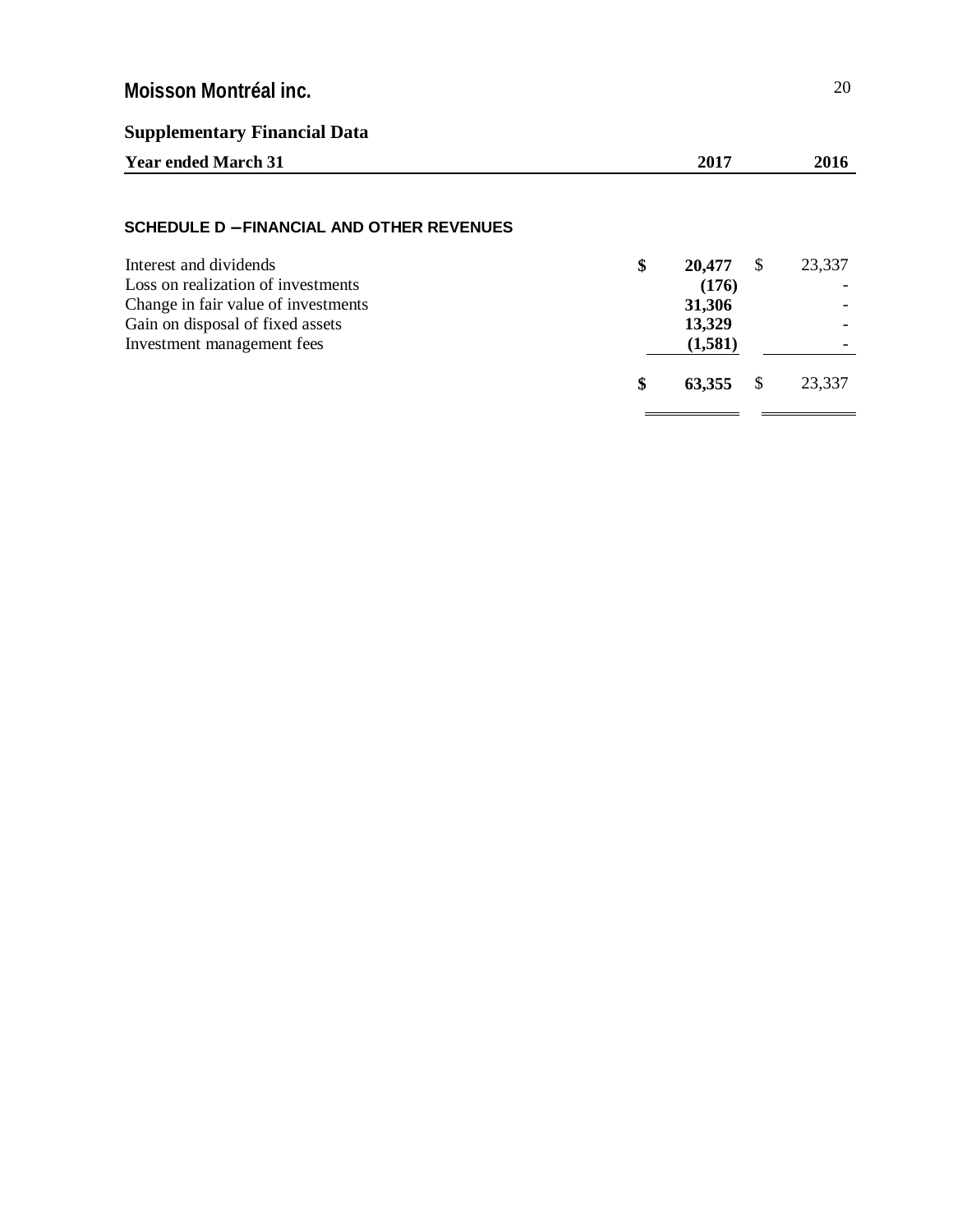# Moisson Montréal inc.

## Supplementary Financial Data

| Year ended March 31 | 2017 | 2016 |
|---|---|---|

### SCHEDULE D – FINANCIAL AND OTHER REVENUES

| | 2017 | 2016 |
|---|---|---|
| Interest and dividends | **$ 20,477** | $ 23,337 |
| Loss on realization of investments | **(176)** | - |
| Change in fair value of investments | **31,306** | - |
| Gain on disposal of fixed assets | **13,329** | - |
| Investment management fees | **(1,581)** | - |
| | **$ 63,355** | $ 23,337 |